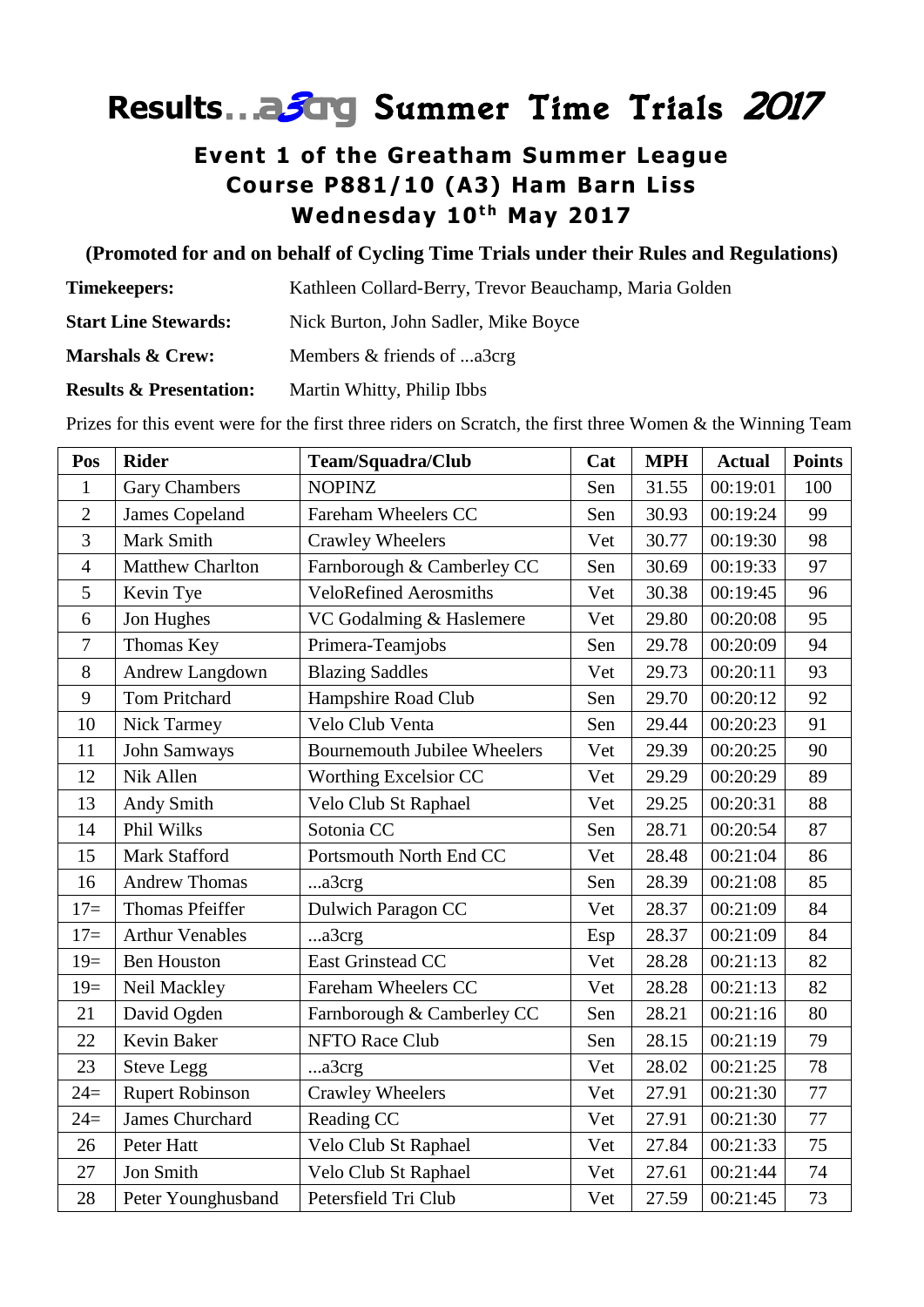# Results...a3crg Summer Time Trials 2017

## Event 1 of the Greatham Summer League
## Course P881/10 (A3) Ham Barn Liss
## Wednesday 10th May 2017

**(Promoted for and on behalf of Cycling Time Trials under their Rules and Regulations)**

**Timekeepers:** Kathleen Collard-Berry, Trevor Beauchamp, Maria Golden

**Start Line Stewards:** Nick Burton, John Sadler, Mike Boyce

**Marshals & Crew:** Members & friends of ...a3crg

**Results & Presentation:** Martin Whitty, Philip Ibbs

Prizes for this event were for the first three riders on Scratch, the first three Women & the Winning Team

| Pos | Rider | Team/Squadra/Club | Cat | MPH | Actual | Points |
|---|---|---|---|---|---|---|
| 1 | Gary Chambers | NOPINZ | Sen | 31.55 | 00:19:01 | 100 |
| 2 | James Copeland | Fareham Wheelers CC | Sen | 30.93 | 00:19:24 | 99 |
| 3 | Mark Smith | Crawley Wheelers | Vet | 30.77 | 00:19:30 | 98 |
| 4 | Matthew Charlton | Farnborough & Camberley CC | Sen | 30.69 | 00:19:33 | 97 |
| 5 | Kevin Tye | VeloRefined Aerosmiths | Vet | 30.38 | 00:19:45 | 96 |
| 6 | Jon Hughes | VC Godalming & Haslemere | Vet | 29.80 | 00:20:08 | 95 |
| 7 | Thomas Key | Primera-Teamjobs | Sen | 29.78 | 00:20:09 | 94 |
| 8 | Andrew Langdown | Blazing Saddles | Vet | 29.73 | 00:20:11 | 93 |
| 9 | Tom Pritchard | Hampshire Road Club | Sen | 29.70 | 00:20:12 | 92 |
| 10 | Nick Tarmey | Velo Club Venta | Sen | 29.44 | 00:20:23 | 91 |
| 11 | John Samways | Bournemouth Jubilee Wheelers | Vet | 29.39 | 00:20:25 | 90 |
| 12 | Nik Allen | Worthing Excelsior CC | Vet | 29.29 | 00:20:29 | 89 |
| 13 | Andy Smith | Velo Club St Raphael | Vet | 29.25 | 00:20:31 | 88 |
| 14 | Phil Wilks | Sotonia CC | Sen | 28.71 | 00:20:54 | 87 |
| 15 | Mark Stafford | Portsmouth North End CC | Vet | 28.48 | 00:21:04 | 86 |
| 16 | Andrew Thomas | ...a3crg | Sen | 28.39 | 00:21:08 | 85 |
| 17= | Thomas Pfeiffer | Dulwich Paragon CC | Vet | 28.37 | 00:21:09 | 84 |
| 17= | Arthur Venables | ...a3crg | Esp | 28.37 | 00:21:09 | 84 |
| 19= | Ben Houston | East Grinstead CC | Vet | 28.28 | 00:21:13 | 82 |
| 19= | Neil Mackley | Fareham Wheelers CC | Vet | 28.28 | 00:21:13 | 82 |
| 21 | David Ogden | Farnborough & Camberley CC | Sen | 28.21 | 00:21:16 | 80 |
| 22 | Kevin Baker | NFTO Race Club | Sen | 28.15 | 00:21:19 | 79 |
| 23 | Steve Legg | ...a3crg | Vet | 28.02 | 00:21:25 | 78 |
| 24= | Rupert Robinson | Crawley Wheelers | Vet | 27.91 | 00:21:30 | 77 |
| 24= | James Churchard | Reading CC | Vet | 27.91 | 00:21:30 | 77 |
| 26 | Peter Hatt | Velo Club St Raphael | Vet | 27.84 | 00:21:33 | 75 |
| 27 | Jon Smith | Velo Club St Raphael | Vet | 27.61 | 00:21:44 | 74 |
| 28 | Peter Younghusband | Petersfield Tri Club | Vet | 27.59 | 00:21:45 | 73 |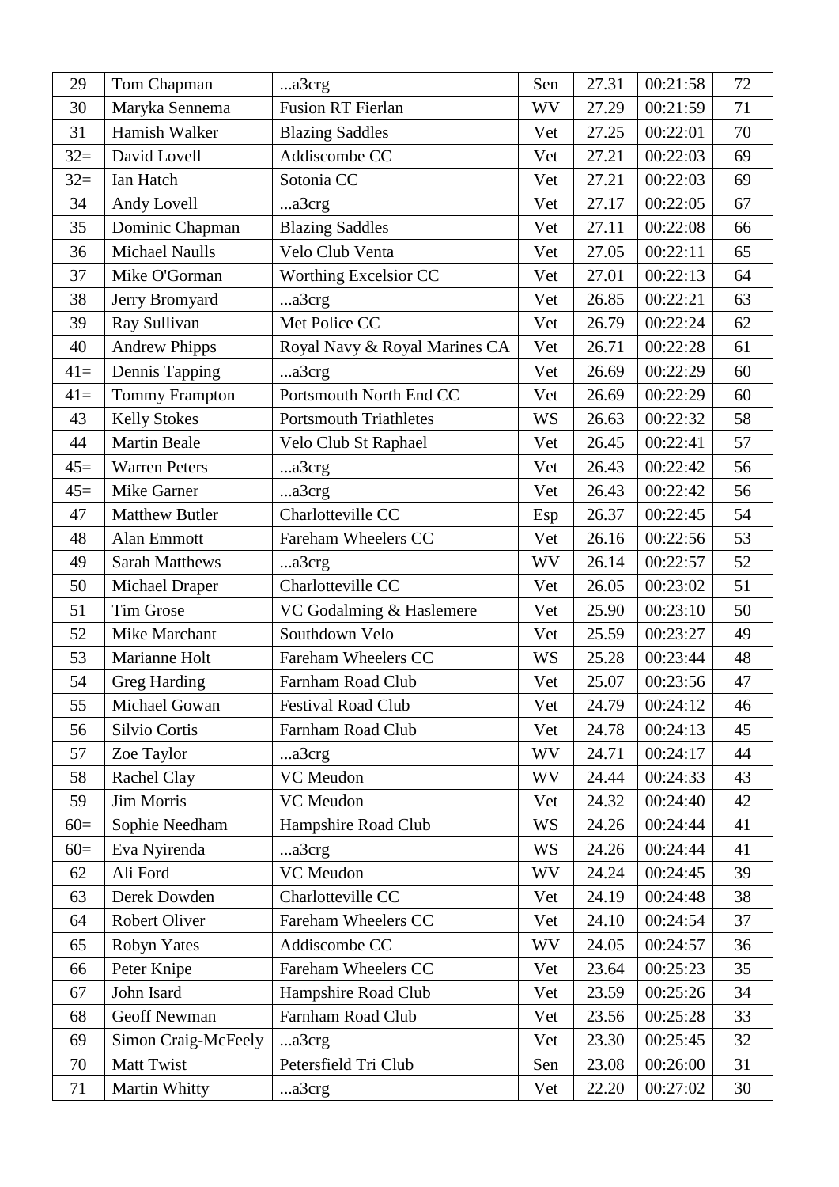| 29 | Tom Chapman | ...a3crg | Sen | 27.31 | 00:21:58 | 72 |
|---|---|---|---|---|---|---|
| 30 | Maryka Sennema | Fusion RT Fierlan | WV | 27.29 | 00:21:59 | 71 |
| 31 | Hamish Walker | Blazing Saddles | Vet | 27.25 | 00:22:01 | 70 |
| 32= | David Lovell | Addiscombe CC | Vet | 27.21 | 00:22:03 | 69 |
| 32= | Ian Hatch | Sotonia CC | Vet | 27.21 | 00:22:03 | 69 |
| 34 | Andy Lovell | ...a3crg | Vet | 27.17 | 00:22:05 | 67 |
| 35 | Dominic Chapman | Blazing Saddles | Vet | 27.11 | 00:22:08 | 66 |
| 36 | Michael Naulls | Velo Club Venta | Vet | 27.05 | 00:22:11 | 65 |
| 37 | Mike O'Gorman | Worthing Excelsior CC | Vet | 27.01 | 00:22:13 | 64 |
| 38 | Jerry Bromyard | ...a3crg | Vet | 26.85 | 00:22:21 | 63 |
| 39 | Ray Sullivan | Met Police CC | Vet | 26.79 | 00:22:24 | 62 |
| 40 | Andrew Phipps | Royal Navy & Royal Marines CA | Vet | 26.71 | 00:22:28 | 61 |
| 41= | Dennis Tapping | ...a3crg | Vet | 26.69 | 00:22:29 | 60 |
| 41= | Tommy Frampton | Portsmouth North End CC | Vet | 26.69 | 00:22:29 | 60 |
| 43 | Kelly Stokes | Portsmouth Triathletes | WS | 26.63 | 00:22:32 | 58 |
| 44 | Martin Beale | Velo Club St Raphael | Vet | 26.45 | 00:22:41 | 57 |
| 45= | Warren Peters | ...a3crg | Vet | 26.43 | 00:22:42 | 56 |
| 45= | Mike Garner | ...a3crg | Vet | 26.43 | 00:22:42 | 56 |
| 47 | Matthew Butler | Charlotteville CC | Esp | 26.37 | 00:22:45 | 54 |
| 48 | Alan Emmott | Fareham Wheelers CC | Vet | 26.16 | 00:22:56 | 53 |
| 49 | Sarah Matthews | ...a3crg | WV | 26.14 | 00:22:57 | 52 |
| 50 | Michael Draper | Charlotteville CC | Vet | 26.05 | 00:23:02 | 51 |
| 51 | Tim Grose | VC Godalming & Haslemere | Vet | 25.90 | 00:23:10 | 50 |
| 52 | Mike Marchant | Southdown Velo | Vet | 25.59 | 00:23:27 | 49 |
| 53 | Marianne Holt | Fareham Wheelers CC | WS | 25.28 | 00:23:44 | 48 |
| 54 | Greg Harding | Farnham Road Club | Vet | 25.07 | 00:23:56 | 47 |
| 55 | Michael Gowan | Festival Road Club | Vet | 24.79 | 00:24:12 | 46 |
| 56 | Silvio Cortis | Farnham Road Club | Vet | 24.78 | 00:24:13 | 45 |
| 57 | Zoe Taylor | ...a3crg | WV | 24.71 | 00:24:17 | 44 |
| 58 | Rachel Clay | VC Meudon | WV | 24.44 | 00:24:33 | 43 |
| 59 | Jim Morris | VC Meudon | Vet | 24.32 | 00:24:40 | 42 |
| 60= | Sophie Needham | Hampshire Road Club | WS | 24.26 | 00:24:44 | 41 |
| 60= | Eva Nyirenda | ...a3crg | WS | 24.26 | 00:24:44 | 41 |
| 62 | Ali Ford | VC Meudon | WV | 24.24 | 00:24:45 | 39 |
| 63 | Derek Dowden | Charlotteville CC | Vet | 24.19 | 00:24:48 | 38 |
| 64 | Robert Oliver | Fareham Wheelers CC | Vet | 24.10 | 00:24:54 | 37 |
| 65 | Robyn Yates | Addiscombe CC | WV | 24.05 | 00:24:57 | 36 |
| 66 | Peter Knipe | Fareham Wheelers CC | Vet | 23.64 | 00:25:23 | 35 |
| 67 | John Isard | Hampshire Road Club | Vet | 23.59 | 00:25:26 | 34 |
| 68 | Geoff Newman | Farnham Road Club | Vet | 23.56 | 00:25:28 | 33 |
| 69 | Simon Craig-McFeely | ...a3crg | Vet | 23.30 | 00:25:45 | 32 |
| 70 | Matt Twist | Petersfield Tri Club | Sen | 23.08 | 00:26:00 | 31 |
| 71 | Martin Whitty | ...a3crg | Vet | 22.20 | 00:27:02 | 30 |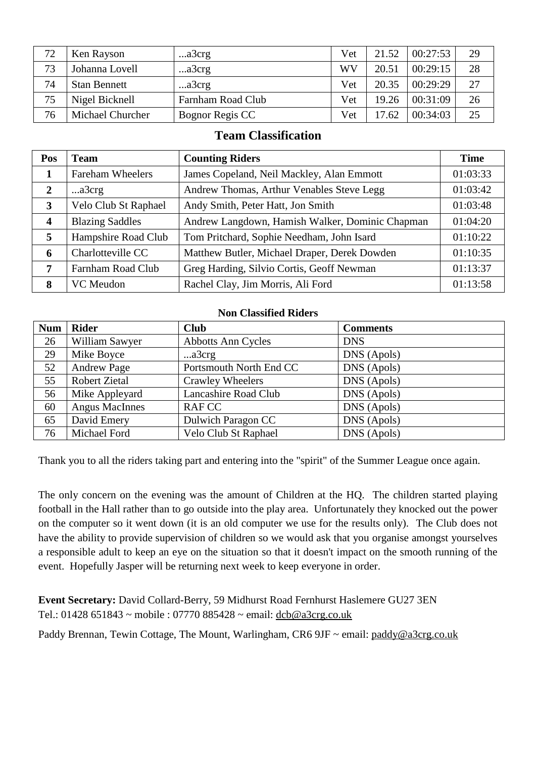| | | | | | | |
|---|---|---|---|---|---|---|
| 72 | Ken Rayson | ...a3crg | Vet | 21.52 | 00:27:53 | 29 |
| 73 | Johanna Lovell | ...a3crg | WV | 20.51 | 00:29:15 | 28 |
| 74 | Stan Bennett | ...a3crg | Vet | 20.35 | 00:29:29 | 27 |
| 75 | Nigel Bicknell | Farnham Road Club | Vet | 19.26 | 00:31:09 | 26 |
| 76 | Michael Churcher | Bognor Regis CC | Vet | 17.62 | 00:34:03 | 25 |

## Team Classification

| Pos | Team | Counting Riders | Time |
|---|---|---|---|
| **1** | Fareham Wheelers | James Copeland, Neil Mackley, Alan Emmott | 01:03:33 |
| **2** | ...a3crg | Andrew Thomas, Arthur Venables Steve Legg | 01:03:42 |
| **3** | Velo Club St Raphael | Andy Smith, Peter Hatt, Jon Smith | 01:03:48 |
| **4** | Blazing Saddles | Andrew Langdown, Hamish Walker, Dominic Chapman | 01:04:20 |
| **5** | Hampshire Road Club | Tom Pritchard, Sophie Needham, John Isard | 01:10:22 |
| **6** | Charlotteville CC | Matthew Butler, Michael Draper, Derek Dowden | 01:10:35 |
| **7** | Farnham Road Club | Greg Harding, Silvio Cortis, Geoff Newman | 01:13:37 |
| **8** | VC Meudon | Rachel Clay, Jim Morris, Ali Ford | 01:13:58 |

**Non Classified Riders**

| Num | Rider | Club | Comments |
|---|---|---|---|
| 26 | William Sawyer | Abbotts Ann Cycles | DNS |
| 29 | Mike Boyce | ...a3crg | DNS (Apols) |
| 52 | Andrew Page | Portsmouth North End CC | DNS (Apols) |
| 55 | Robert Zietal | Crawley Wheelers | DNS (Apols) |
| 56 | Mike Appleyard | Lancashire Road Club | DNS (Apols) |
| 60 | Angus MacInnes | RAF CC | DNS (Apols) |
| 65 | David Emery | Dulwich Paragon CC | DNS (Apols) |
| 76 | Michael Ford | Velo Club St Raphael | DNS (Apols) |

Thank you to all the riders taking part and entering into the "spirit" of the Summer League once again.

The only concern on the evening was the amount of Children at the HQ. The children started playing football in the Hall rather than to go outside into the play area. Unfortunately they knocked out the power on the computer so it went down (it is an old computer we use for the results only). The Club does not have the ability to provide supervision of children so we would ask that you organise amongst yourselves a responsible adult to keep an eye on the situation so that it doesn't impact on the smooth running of the event. Hopefully Jasper will be returning next week to keep everyone in order.

**Event Secretary:** David Collard-Berry, 59 Midhurst Road Fernhurst Haslemere GU27 3EN
Tel.: 01428 651843 ~ mobile : 07770 885428 ~ email: dcb@a3crg.co.uk

Paddy Brennan, Tewin Cottage, The Mount, Warlingham, CR6 9JF ~ email: paddy@a3crg.co.uk